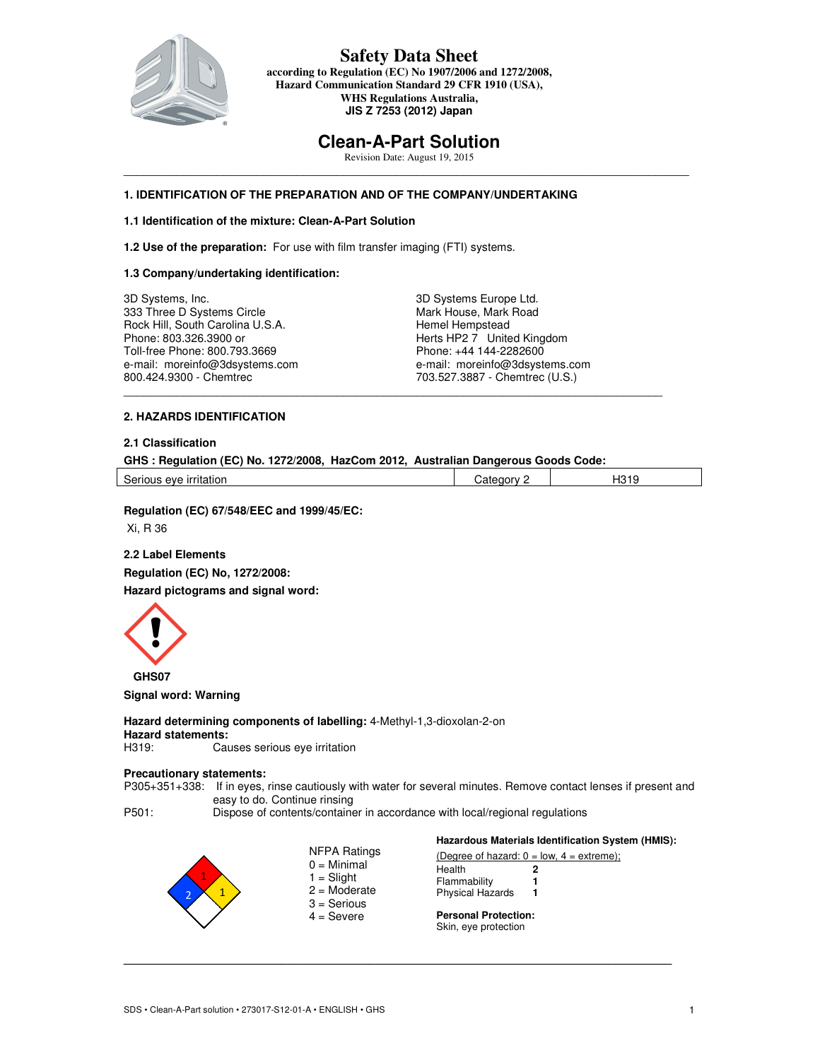# Safety Data Sheet

**according to Regulation (EC) No 1907/2006 and 1272/2008,**
**Hazard Communication Standard 29 CFR 1910 (USA),**
**WHS Regulations Australia,**
**JIS Z 7253 (2012) Japan**

# Clean-A-Part Solution

Revision Date: August 19, 2015

## 1. IDENTIFICATION OF THE PREPARATION AND OF THE COMPANY/UNDERTAKING

**1.1 Identification of the mixture: Clean-A-Part Solution**

**1.2 Use of the preparation:** For use with film transfer imaging (FTI) systems.

**1.3 Company/undertaking identification:**

3D Systems, Inc.
333 Three D Systems Circle
Rock Hill, South Carolina U.S.A.
Phone: 803.326.3900 or
Toll-free Phone: 800.793.3669
e-mail: moreinfo@3dsystems.com
800.424.9300 - Chemtrec

3D Systems Europe Ltd.
Mark House, Mark Road
Hemel Hempstead
Herts HP2 7 United Kingdom
Phone: +44 144-2282600
e-mail: moreinfo@3dsystems.com
703.527.3887 - Chemtrec (U.S.)

## 2. HAZARDS IDENTIFICATION

**2.1 Classification**

**GHS : Regulation (EC) No. 1272/2008, HazCom 2012, Australian Dangerous Goods Code:**

| Serious eye irritation | Category 2 | H319 |
|---|---|---|

**Regulation (EC) 67/548/EEC and 1999/45/EC:**

Xi, R 36

**2.2 Label Elements**

**Regulation (EC) No, 1272/2008:**

**Hazard pictograms and signal word:**

**GHS07**

**Signal word: Warning**

**Hazard determining components of labelling:** 4-Methyl-1,3-dioxolan-2-on

**Hazard statements:**

H319: Causes serious eye irritation

**Precautionary statements:**

P305+351+338: If in eyes, rinse cautiously with water for several minutes. Remove contact lenses if present and easy to do. Continue rinsing

P501: Dispose of contents/container in accordance with local/regional regulations

NFPA Ratings: Health 2, Flammability 1, Instability 1

NFPA Ratings
0 = Minimal
1 = Slight
2 = Moderate
3 = Serious
4 = Severe

**Hazardous Materials Identification System (HMIS):**

(Degree of hazard: 0 = low, 4 = extreme);

| Health | 2 |
|---|---|
| Flammability | 1 |
| Physical Hazards | 1 |

**Personal Protection:**
Skin, eye protection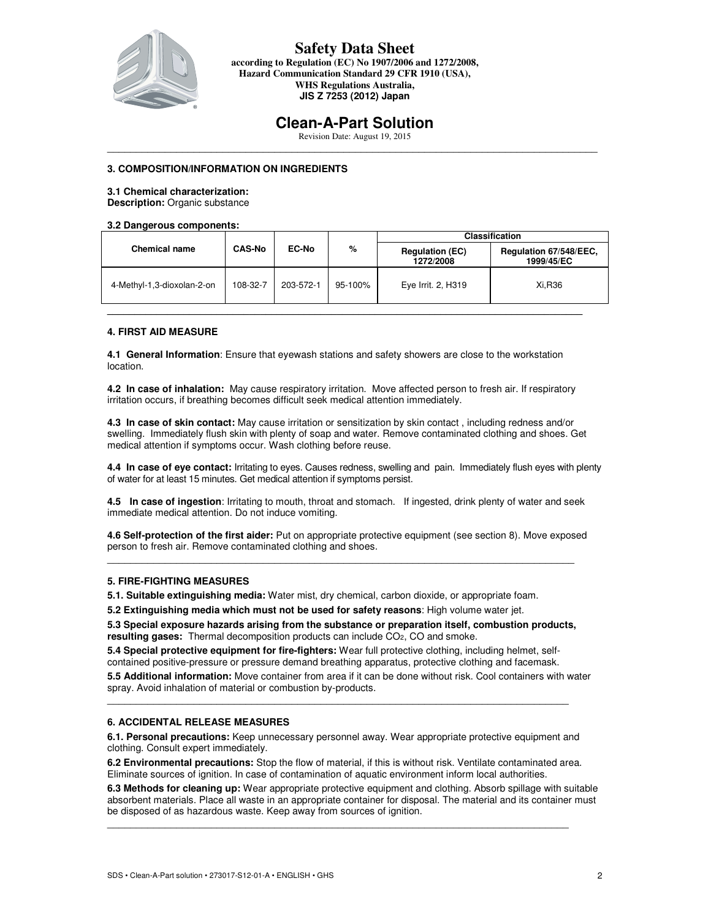# Safety Data Sheet

**according to Regulation (EC) No 1907/2006 and 1272/2008, Hazard Communication Standard 29 CFR 1910 (USA), WHS Regulations Australia, JIS Z 7253 (2012) Japan**

# Clean-A-Part Solution

Revision Date: August 19, 2015

## 3. COMPOSITION/INFORMATION ON INGREDIENTS

**3.1 Chemical characterization:**
**Description:** Organic substance

**3.2 Dangerous components:**

| Chemical name | CAS-No | EC-No | % | Classification | |
|---|---|---|---|---|---|
| | | | | Regulation (EC) 1272/2008 | Regulation 67/548/EEC, 1999/45/EC |
| 4-Methyl-1,3-dioxolan-2-on | 108-32-7 | 203-572-1 | 95-100% | Eye Irrit. 2, H319 | Xi,R36 |

## 4. FIRST AID MEASURE

**4.1 General Information**: Ensure that eyewash stations and safety showers are close to the workstation location.

**4.2 In case of inhalation:** May cause respiratory irritation. Move affected person to fresh air. If respiratory irritation occurs, if breathing becomes difficult seek medical attention immediately.

**4.3 In case of skin contact:** May cause irritation or sensitization by skin contact , including redness and/or swelling. Immediately flush skin with plenty of soap and water. Remove contaminated clothing and shoes. Get medical attention if symptoms occur. Wash clothing before reuse.

**4.4 In case of eye contact:** Irritating to eyes. Causes redness, swelling and pain. Immediately flush eyes with plenty of water for at least 15 minutes. Get medical attention if symptoms persist.

**4.5 In case of ingestion**: Irritating to mouth, throat and stomach. If ingested, drink plenty of water and seek immediate medical attention. Do not induce vomiting.

**4.6 Self-protection of the first aider:** Put on appropriate protective equipment (see section 8). Move exposed person to fresh air. Remove contaminated clothing and shoes.

## 5. FIRE-FIGHTING MEASURES

**5.1. Suitable extinguishing media:** Water mist, dry chemical, carbon dioxide, or appropriate foam.

**5.2 Extinguishing media which must not be used for safety reasons**: High volume water jet.

**5.3 Special exposure hazards arising from the substance or preparation itself, combustion products, resulting gases:** Thermal decomposition products can include $CO_2$, CO and smoke.

**5.4 Special protective equipment for fire-fighters:** Wear full protective clothing, including helmet, self-contained positive-pressure or pressure demand breathing apparatus, protective clothing and facemask.

**5.5 Additional information:** Move container from area if it can be done without risk. Cool containers with water spray. Avoid inhalation of material or combustion by-products.

## 6. ACCIDENTAL RELEASE MEASURES

**6.1. Personal precautions:** Keep unnecessary personnel away. Wear appropriate protective equipment and clothing. Consult expert immediately.

**6.2 Environmental precautions:** Stop the flow of material, if this is without risk. Ventilate contaminated area. Eliminate sources of ignition. In case of contamination of aquatic environment inform local authorities.

**6.3 Methods for cleaning up:** Wear appropriate protective equipment and clothing. Absorb spillage with suitable absorbent materials. Place all waste in an appropriate container for disposal. The material and its container must be disposed of as hazardous waste. Keep away from sources of ignition.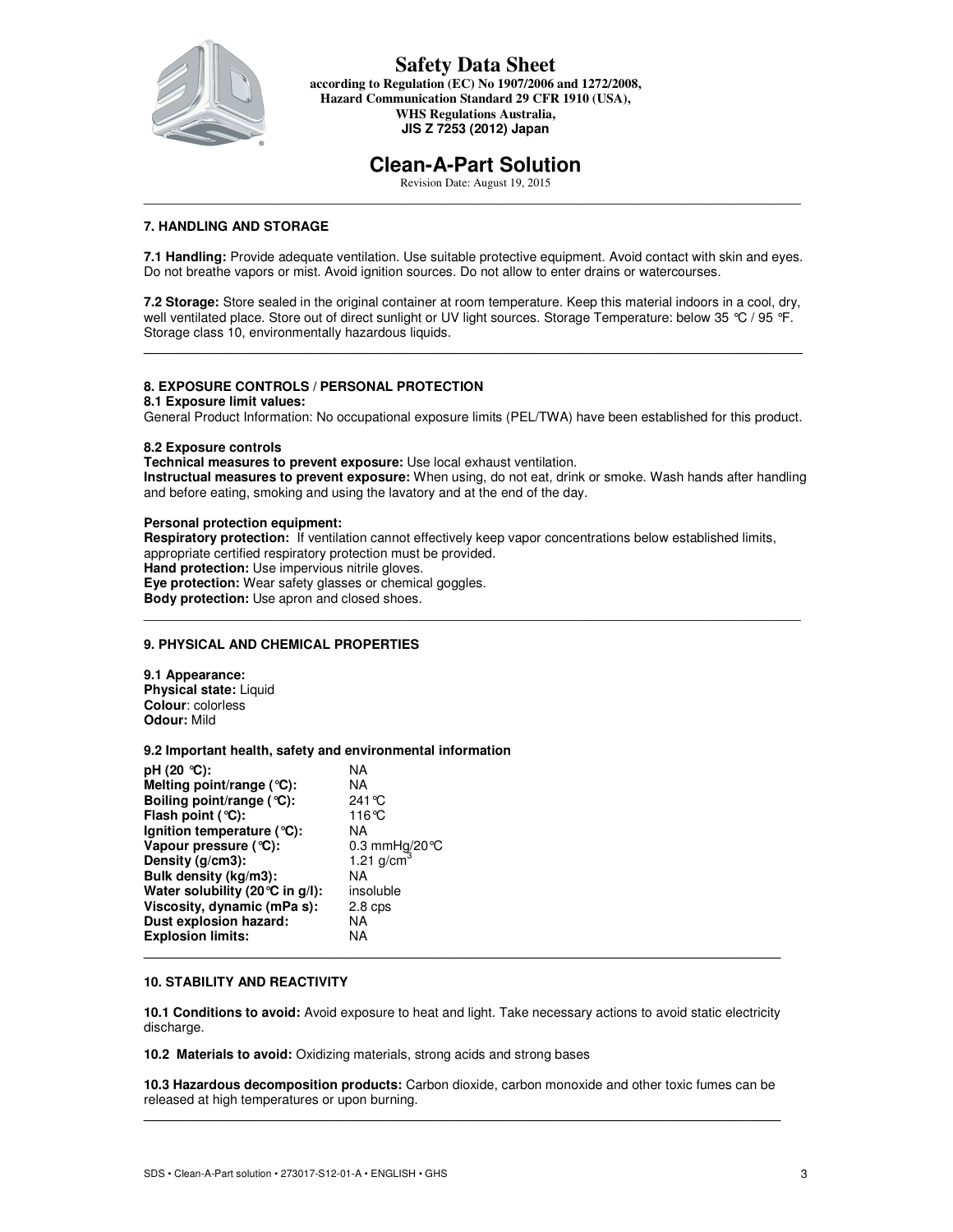# Safety Data Sheet

**according to Regulation (EC) No 1907/2006 and 1272/2008, Hazard Communication Standard 29 CFR 1910 (USA), WHS Regulations Australia, JIS Z 7253 (2012) Japan**

# Clean-A-Part Solution

Revision Date: August 19, 2015

---

## 7. HANDLING AND STORAGE

**7.1 Handling:** Provide adequate ventilation. Use suitable protective equipment. Avoid contact with skin and eyes. Do not breathe vapors or mist. Avoid ignition sources. Do not allow to enter drains or watercourses.

**7.2 Storage:** Store sealed in the original container at room temperature. Keep this material indoors in a cool, dry, well ventilated place. Store out of direct sunlight or UV light sources. Storage Temperature: below 35 °C / 95 °F. Storage class 10, environmentally hazardous liquids.

---

## 8. EXPOSURE CONTROLS / PERSONAL PROTECTION

**8.1 Exposure limit values:**

General Product Information: No occupational exposure limits (PEL/TWA) have been established for this product.

**8.2 Exposure controls**

**Technical measures to prevent exposure:** Use local exhaust ventilation.

**Instructual measures to prevent exposure:** When using, do not eat, drink or smoke. Wash hands after handling and before eating, smoking and using the lavatory and at the end of the day.

**Personal protection equipment:**

**Respiratory protection:** If ventilation cannot effectively keep vapor concentrations below established limits, appropriate certified respiratory protection must be provided.

**Hand protection:** Use impervious nitrile gloves.

**Eye protection:** Wear safety glasses or chemical goggles.

**Body protection:** Use apron and closed shoes.

---

## 9. PHYSICAL AND CHEMICAL PROPERTIES

**9.1 Appearance:**

**Physical state:** Liquid

**Colour**: colorless

**Odour:** Mild

**9.2 Important health, safety and environmental information**

| | |
|---|---|
| **pH (20 °C):** | NA |
| **Melting point/range (°C):** | NA |
| **Boiling point/range (°C):** | 241°C |
| **Flash point (°C):** | 116°C |
| **Ignition temperature (°C):** | NA |
| **Vapour pressure (°C):** | 0.3 mmHg/20°C |
| **Density (g/cm3):** | 1.21 g/cm$^3$ |
| **Bulk density (kg/m3):** | NA |
| **Water solubility (20°C in g/l):** | insoluble |
| **Viscosity, dynamic (mPa s):** | 2.8 cps |
| **Dust explosion hazard:** | NA |
| **Explosion limits:** | NA |

---

## 10. STABILITY AND REACTIVITY

**10.1 Conditions to avoid:** Avoid exposure to heat and light. Take necessary actions to avoid static electricity discharge.

**10.2 Materials to avoid:** Oxidizing materials, strong acids and strong bases

**10.3 Hazardous decomposition products:** Carbon dioxide, carbon monoxide and other toxic fumes can be released at high temperatures or upon burning.

---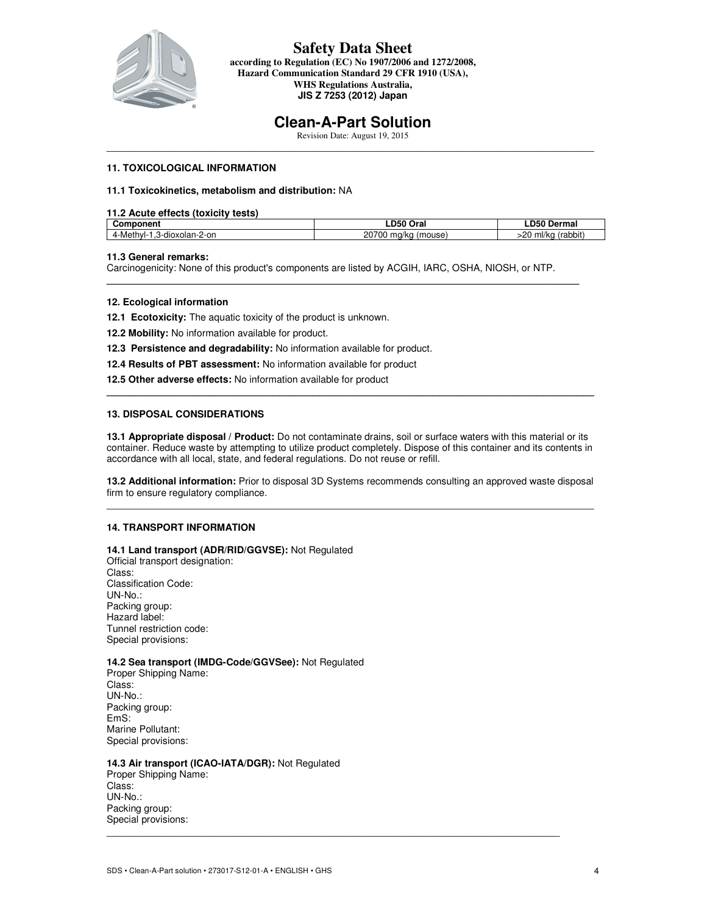## 11. TOXICOLOGICAL INFORMATION

**11.1 Toxicokinetics, metabolism and distribution:** NA

**11.2 Acute effects (toxicity tests)**

| Component | LD50 Oral | LD50 Dermal |
|---|---|---|
| 4-Methyl-1,3-dioxolan-2-on | 20700 mg/kg (mouse) | >20 ml/kg (rabbit) |

**11.3 General remarks:**
Carcinogenicity: None of this product's components are listed by ACGIH, IARC, OSHA, NIOSH, or NTP.

## 12. Ecological information

**12.1 Ecotoxicity:** The aquatic toxicity of the product is unknown.

**12.2 Mobility:** No information available for product.

**12.3 Persistence and degradability:** No information available for product.

**12.4 Results of PBT assessment:** No information available for product

**12.5 Other adverse effects:** No information available for product

## 13. DISPOSAL CONSIDERATIONS

**13.1 Appropriate disposal / Product:** Do not contaminate drains, soil or surface waters with this material or its container. Reduce waste by attempting to utilize product completely. Dispose of this container and its contents in accordance with all local, state, and federal regulations. Do not reuse or refill.

**13.2 Additional information:** Prior to disposal 3D Systems recommends consulting an approved waste disposal firm to ensure regulatory compliance.

## 14. TRANSPORT INFORMATION

**14.1 Land transport (ADR/RID/GGVSE):** Not Regulated
Official transport designation:
Class:
Classification Code:
UN-No.:
Packing group:
Hazard label:
Tunnel restriction code:
Special provisions:

**14.2 Sea transport (IMDG-Code/GGVSee):** Not Regulated
Proper Shipping Name:
Class:
UN-No.:
Packing group:
EmS:
Marine Pollutant:
Special provisions:

**14.3 Air transport (ICAO-IATA/DGR):** Not Regulated
Proper Shipping Name:
Class:
UN-No.:
Packing group:
Special provisions: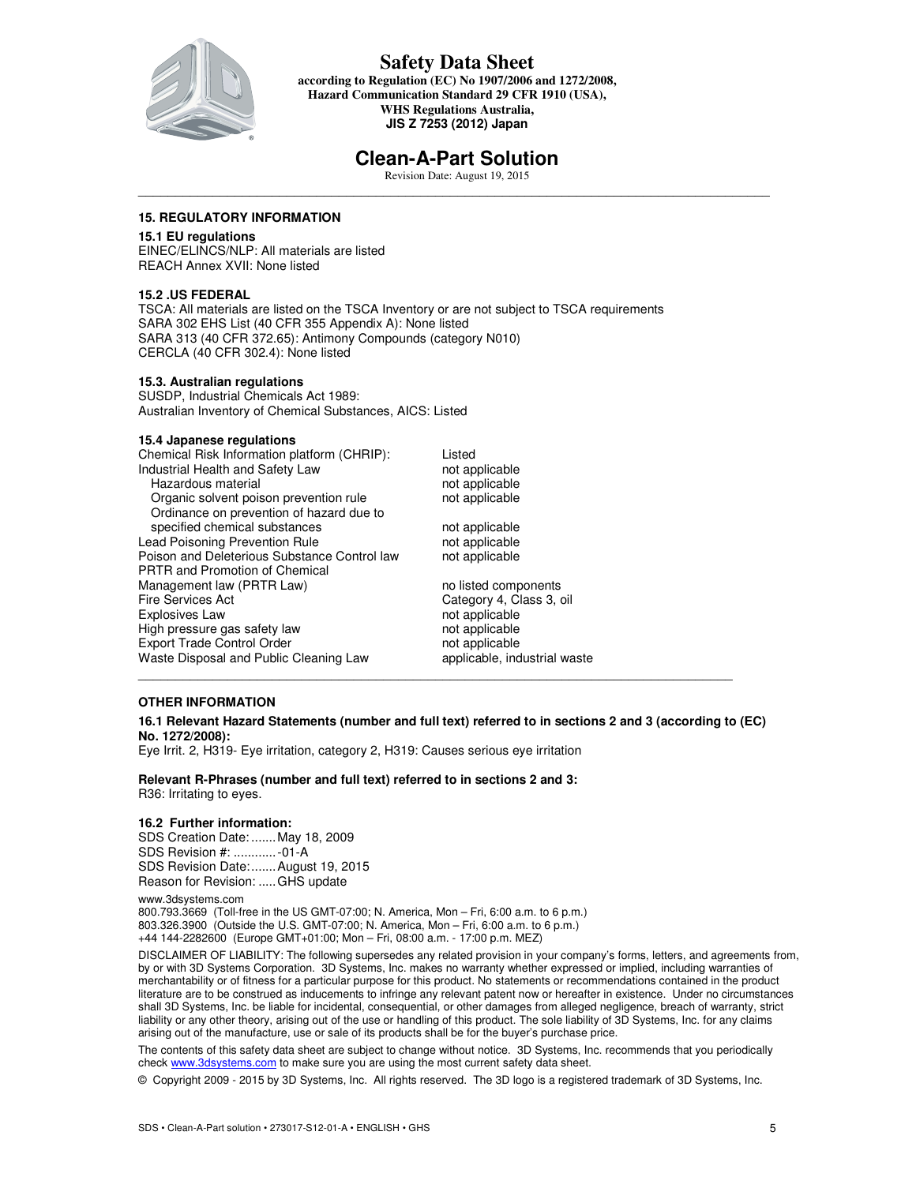# Safety Data Sheet

**according to Regulation (EC) No 1907/2006 and 1272/2008, Hazard Communication Standard 29 CFR 1910 (USA), WHS Regulations Australia, JIS Z 7253 (2012) Japan**

# Clean-A-Part Solution

Revision Date: August 19, 2015

## 15. REGULATORY INFORMATION

### 15.1 EU regulations

EINEC/ELINCS/NLP: All materials are listed
REACH Annex XVII: None listed

### 15.2 .US FEDERAL

TSCA: All materials are listed on the TSCA Inventory or are not subject to TSCA requirements
SARA 302 EHS List (40 CFR 355 Appendix A): None listed
SARA 313 (40 CFR 372.65): Antimony Compounds (category N010)
CERCLA (40 CFR 302.4): None listed

### 15.3. Australian regulations

SUSDP, Industrial Chemicals Act 1989:
Australian Inventory of Chemical Substances, AICS: Listed

### 15.4 Japanese regulations

| | |
|---|---|
| Chemical Risk Information platform (CHRIP): | Listed |
| Industrial Health and Safety Law | not applicable |
| Hazardous material | not applicable |
| Organic solvent poison prevention rule | not applicable |
| Ordinance on prevention of hazard due to specified chemical substances | not applicable |
| Lead Poisoning Prevention Rule | not applicable |
| Poison and Deleterious Substance Control law | not applicable |
| PRTR and Promotion of Chemical Management law (PRTR Law) | no listed components |
| Fire Services Act | Category 4, Class 3, oil |
| Explosives Law | not applicable |
| High pressure gas safety law | not applicable |
| Export Trade Control Order | not applicable |
| Waste Disposal and Public Cleaning Law | applicable, industrial waste |

## OTHER INFORMATION

**16.1 Relevant Hazard Statements (number and full text) referred to in sections 2 and 3 (according to (EC) No. 1272/2008):**

Eye Irrit. 2, H319- Eye irritation, category 2, H319: Causes serious eye irritation

**Relevant R-Phrases (number and full text) referred to in sections 2 and 3:**

R36: Irritating to eyes.

### 16.2 Further information:

SDS Creation Date:....... May 18, 2009
SDS Revision #: ............-01-A
SDS Revision Date:....... August 19, 2015
Reason for Revision: ..... GHS update

www.3dsystems.com
800.793.3669 (Toll-free in the US GMT-07:00; N. America, Mon – Fri, 6:00 a.m. to 6 p.m.)
803.326.3900 (Outside the U.S. GMT-07:00; N. America, Mon – Fri, 6:00 a.m. to 6 p.m.)
+44 144-2282600 (Europe GMT+01:00; Mon – Fri, 08:00 a.m. - 17:00 p.m. MEZ)

DISCLAIMER OF LIABILITY: The following supersedes any related provision in your company's forms, letters, and agreements from, by or with 3D Systems Corporation. 3D Systems, Inc. makes no warranty whether expressed or implied, including warranties of merchantability or of fitness for a particular purpose for this product. No statements or recommendations contained in the product literature are to be construed as inducements to infringe any relevant patent now or hereafter in existence. Under no circumstances shall 3D Systems, Inc. be liable for incidental, consequential, or other damages from alleged negligence, breach of warranty, strict liability or any other theory, arising out of the use or handling of this product. The sole liability of 3D Systems, Inc. for any claims arising out of the manufacture, use or sale of its products shall be for the buyer's purchase price.

The contents of this safety data sheet are subject to change without notice. 3D Systems, Inc. recommends that you periodically check www.3dsystems.com to make sure you are using the most current safety data sheet.

© Copyright 2009 - 2015 by 3D Systems, Inc. All rights reserved. The 3D logo is a registered trademark of 3D Systems, Inc.

SDS • Clean-A-Part solution • 273017-S12-01-A • ENGLISH • GHS